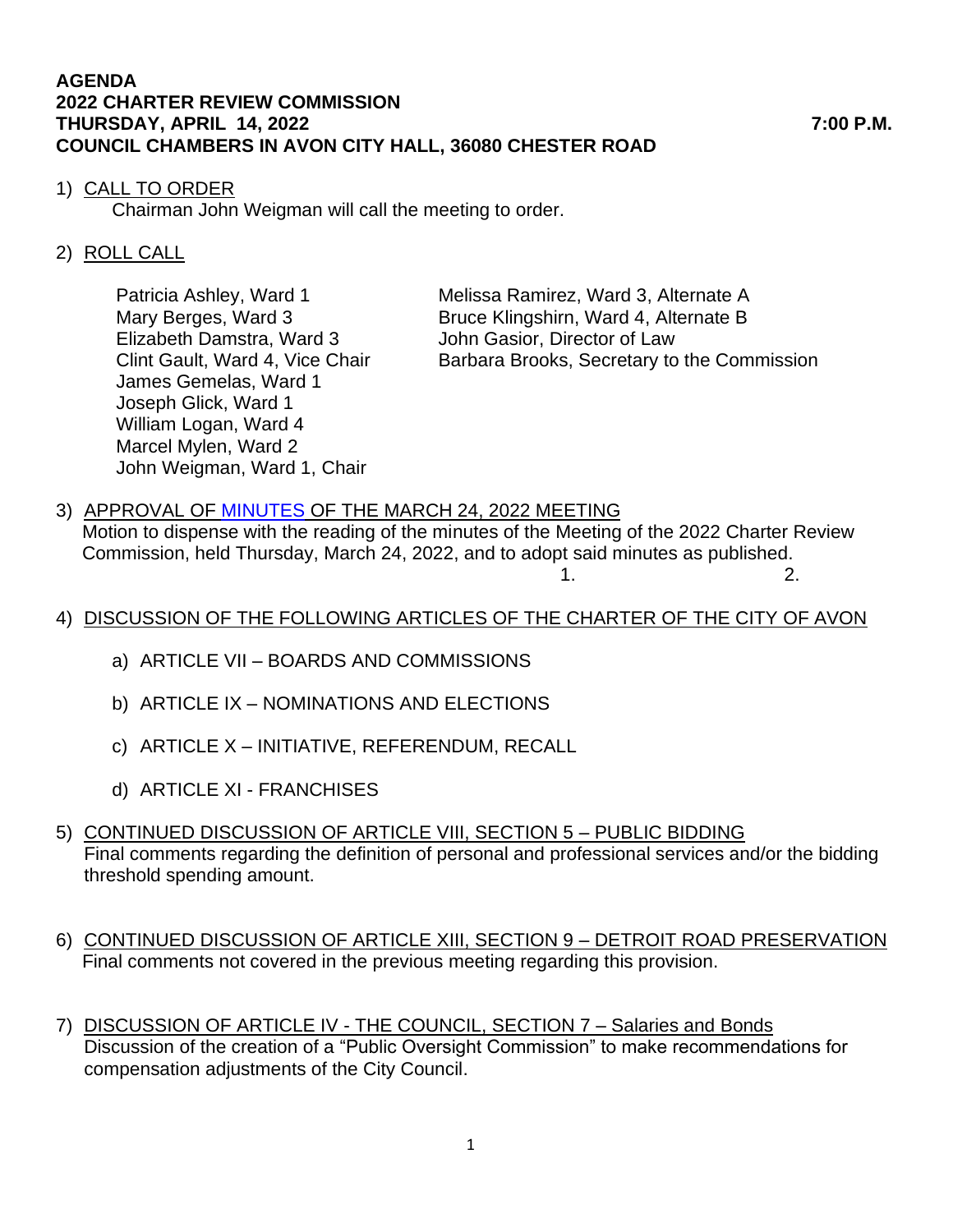**AGENDA**
**2022 CHARTER REVIEW COMMISSION**
**THURSDAY, APRIL 14, 2022 7:00 P.M.**
**COUNCIL CHAMBERS IN AVON CITY HALL, 36080 CHESTER ROAD**

1) CALL TO ORDER
   Chairman John Weigman will call the meeting to order.

2) ROLL CALL

   Patricia Ashley, Ward 1
   Mary Berges, Ward 3
   Elizabeth Damstra, Ward 3
   Clint Gault, Ward 4, Vice Chair
   James Gemelas, Ward 1
   Joseph Glick, Ward 1
   William Logan, Ward 4
   Marcel Mylen, Ward 2
   John Weigman, Ward 1, Chair

   Melissa Ramirez, Ward 3, Alternate A
   Bruce Klingshirn, Ward 4, Alternate B
   John Gasior, Director of Law
   Barbara Brooks, Secretary to the Commission

3) APPROVAL OF MINUTES OF THE MARCH 24, 2022 MEETING
   Motion to dispense with the reading of the minutes of the Meeting of the 2022 Charter Review Commission, held Thursday, March 24, 2022, and to adopt said minutes as published.
   1. 2.

4) DISCUSSION OF THE FOLLOWING ARTICLES OF THE CHARTER OF THE CITY OF AVON

   a) ARTICLE VII – BOARDS AND COMMISSIONS

   b) ARTICLE IX – NOMINATIONS AND ELECTIONS

   c) ARTICLE X – INITIATIVE, REFERENDUM, RECALL

   d) ARTICLE XI - FRANCHISES

5) CONTINUED DISCUSSION OF ARTICLE VIII, SECTION 5 – PUBLIC BIDDING
   Final comments regarding the definition of personal and professional services and/or the bidding threshold spending amount.

6) CONTINUED DISCUSSION OF ARTICLE XIII, SECTION 9 – DETROIT ROAD PRESERVATION
   Final comments not covered in the previous meeting regarding this provision.

7) DISCUSSION OF ARTICLE IV - THE COUNCIL, SECTION 7 – Salaries and Bonds
   Discussion of the creation of a "Public Oversight Commission" to make recommendations for compensation adjustments of the City Council.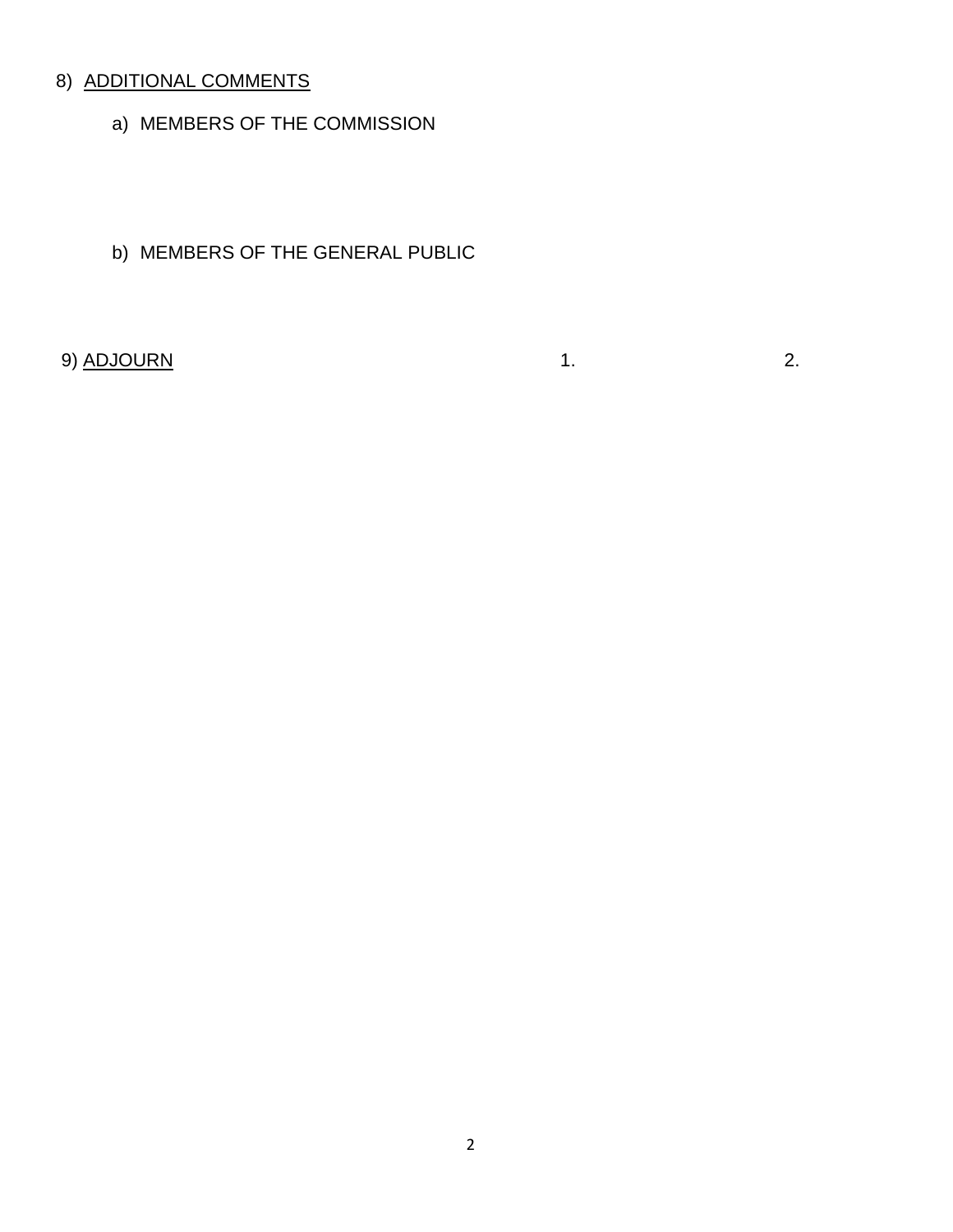8) ADDITIONAL COMMENTS

   a) MEMBERS OF THE COMMISSION

   b) MEMBERS OF THE GENERAL PUBLIC

9) ADJOURN 1. 2.